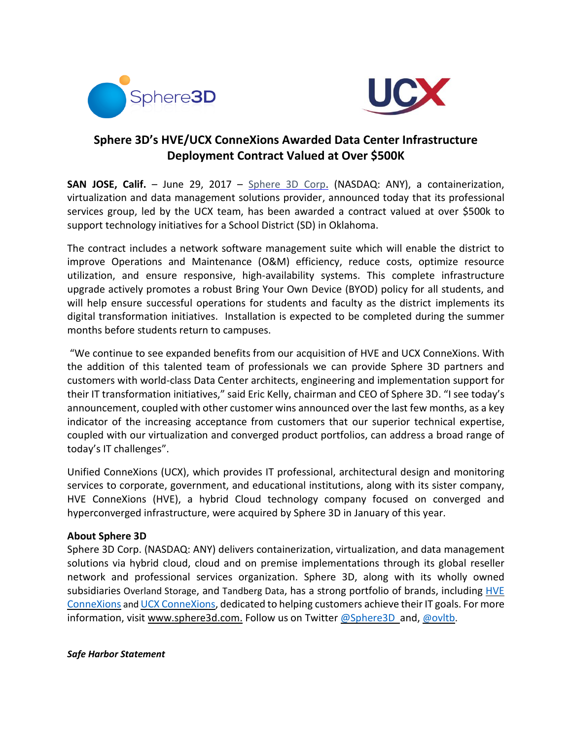# Sphere 3D's HVE/UCX ConneXions Awarded Data Center Infrastructure Deployment Contract Valued at Over $500K

**SAN JOSE, Calif.** – June 29, 2017 – Sphere 3D Corp. (NASDAQ: ANY), a containerization, virtualization and data management solutions provider, announced today that its professional services group, led by the UCX team, has been awarded a contract valued at over $500k to support technology initiatives for a School District (SD) in Oklahoma.

The contract includes a network software management suite which will enable the district to improve Operations and Maintenance (O&M) efficiency, reduce costs, optimize resource utilization, and ensure responsive, high-availability systems. This complete infrastructure upgrade actively promotes a robust Bring Your Own Device (BYOD) policy for all students, and will help ensure successful operations for students and faculty as the district implements its digital transformation initiatives. Installation is expected to be completed during the summer months before students return to campuses.

"We continue to see expanded benefits from our acquisition of HVE and UCX ConneXions. With the addition of this talented team of professionals we can provide Sphere 3D partners and customers with world-class Data Center architects, engineering and implementation support for their IT transformation initiatives," said Eric Kelly, chairman and CEO of Sphere 3D. "I see today's announcement, coupled with other customer wins announced over the last few months, as a key indicator of the increasing acceptance from customers that our superior technical expertise, coupled with our virtualization and converged product portfolios, can address a broad range of today's IT challenges".

Unified ConneXions (UCX), which provides IT professional, architectural design and monitoring services to corporate, government, and educational institutions, along with its sister company, HVE ConneXions (HVE), a hybrid Cloud technology company focused on converged and hyperconverged infrastructure, were acquired by Sphere 3D in January of this year.

**About Sphere 3D**

Sphere 3D Corp. (NASDAQ: ANY) delivers containerization, virtualization, and data management solutions via hybrid cloud, cloud and on premise implementations through its global reseller network and professional services organization. Sphere 3D, along with its wholly owned subsidiaries Overland Storage, and Tandberg Data, has a strong portfolio of brands, including HVE ConneXions and UCX ConneXions, dedicated to helping customers achieve their IT goals. For more information, visit www.sphere3d.com. Follow us on Twitter @Sphere3D and, @ovltb.

***Safe Harbor Statement***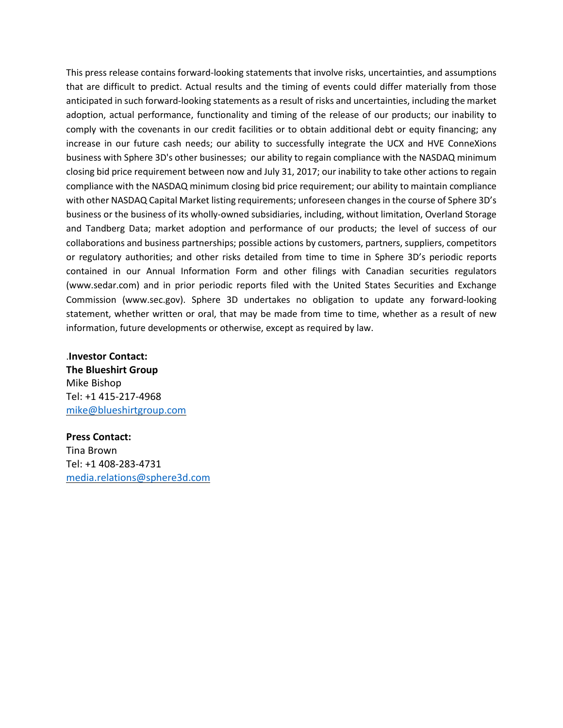This press release contains forward-looking statements that involve risks, uncertainties, and assumptions that are difficult to predict. Actual results and the timing of events could differ materially from those anticipated in such forward-looking statements as a result of risks and uncertainties, including the market adoption, actual performance, functionality and timing of the release of our products; our inability to comply with the covenants in our credit facilities or to obtain additional debt or equity financing; any increase in our future cash needs; our ability to successfully integrate the UCX and HVE ConneXions business with Sphere 3D's other businesses; our ability to regain compliance with the NASDAQ minimum closing bid price requirement between now and July 31, 2017; our inability to take other actions to regain compliance with the NASDAQ minimum closing bid price requirement; our ability to maintain compliance with other NASDAQ Capital Market listing requirements; unforeseen changes in the course of Sphere 3D's business or the business of its wholly-owned subsidiaries, including, without limitation, Overland Storage and Tandberg Data; market adoption and performance of our products; the level of success of our collaborations and business partnerships; possible actions by customers, partners, suppliers, competitors or regulatory authorities; and other risks detailed from time to time in Sphere 3D's periodic reports contained in our Annual Information Form and other filings with Canadian securities regulators (www.sedar.com) and in prior periodic reports filed with the United States Securities and Exchange Commission (www.sec.gov). Sphere 3D undertakes no obligation to update any forward-looking statement, whether written or oral, that may be made from time to time, whether as a result of new information, future developments or otherwise, except as required by law.

.**Investor Contact:**
**The Blueshirt Group**
Mike Bishop
Tel: +1 415-217-4968
mike@blueshirtgroup.com

**Press Contact:**
Tina Brown
Tel: +1 408-283-4731
media.relations@sphere3d.com